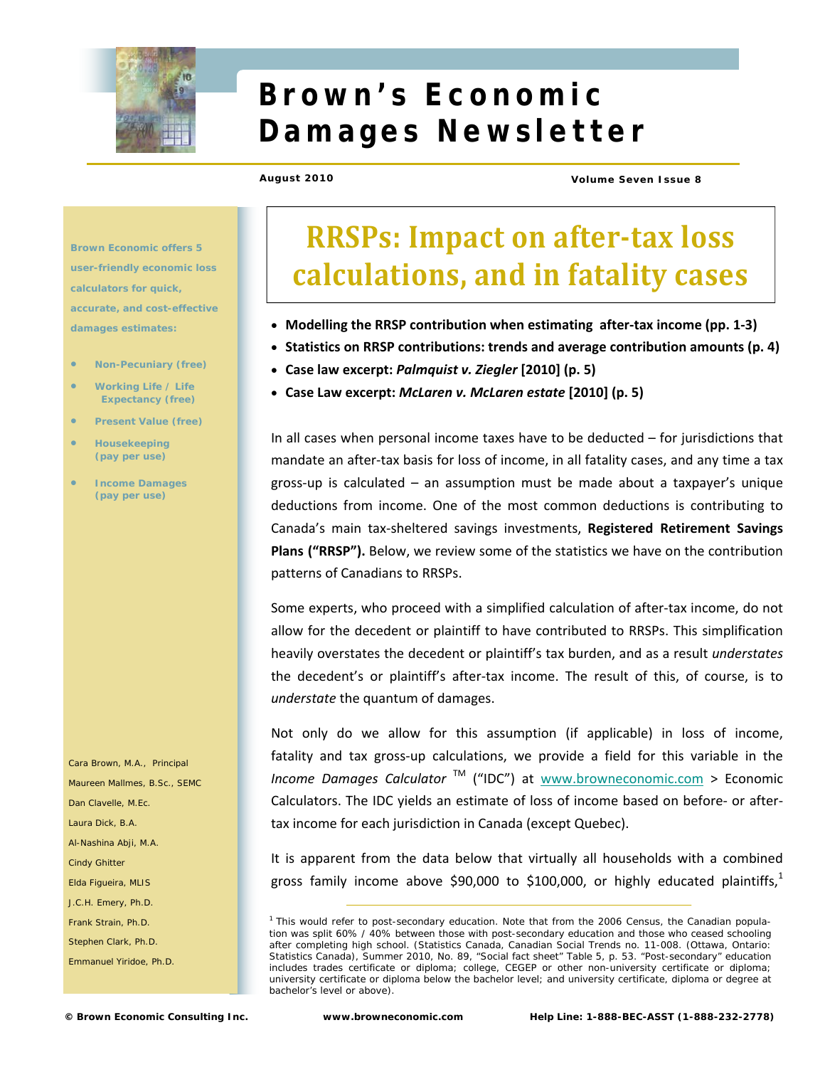# Brown's Economic Damages Newsletter

**August 2010** **Volume Seven Issue 8**

**Brown Economic offers 5 user-friendly economic loss calculators for quick, accurate, and cost-effective damages estimates:**

- **Non-Pecuniary (free)**
- **Working Life / Life Expectancy (free)**
- **Present Value (free)**
- **Housekeeping (pay per use)**
- **Income Damages (pay per use)**

Cara Brown, M.A., Principal
Maureen Mallmes, B.Sc., SEMC
Dan Clavelle, M.Ec.
Laura Dick, B.A.
Al-Nashina Abji, M.A.
Cindy Ghitter
Elda Figueira, MLIS
J.C.H. Emery, Ph.D.
Frank Strain, Ph.D.
Stephen Clark, Ph.D.
Emmanuel Yiridoe, Ph.D.

## RRSPs: Impact on after-tax loss calculations, and in fatality cases

- **Modelling the RRSP contribution when estimating after-tax income (pp. 1-3)**
- **Statistics on RRSP contributions: trends and average contribution amounts (p. 4)**
- **Case law excerpt: *Palmquist v. Ziegler* [2010] (p. 5)**
- **Case Law excerpt: *McLaren v. McLaren estate* [2010] (p. 5)**

In all cases when personal income taxes have to be deducted – for jurisdictions that mandate an after-tax basis for loss of income, in all fatality cases, and any time a tax gross-up is calculated – an assumption must be made about a taxpayer's unique deductions from income. One of the most common deductions is contributing to Canada's main tax-sheltered savings investments, **Registered Retirement Savings Plans ("RRSP").** Below, we review some of the statistics we have on the contribution patterns of Canadians to RRSPs.

Some experts, who proceed with a simplified calculation of after-tax income, do not allow for the decedent or plaintiff to have contributed to RRSPs. This simplification heavily overstates the decedent or plaintiff's tax burden, and as a result *understates* the decedent's or plaintiff's after-tax income. The result of this, of course, is to *understate* the quantum of damages.

Not only do we allow for this assumption (if applicable) in loss of income, fatality and tax gross-up calculations, we provide a field for this variable in the *Income Damages Calculator* ™ ("IDC") at www.browneconomic.com > Economic Calculators. The IDC yields an estimate of loss of income based on before- or after-tax income for each jurisdiction in Canada (except Quebec).

It is apparent from the data below that virtually all households with a combined gross family income above $90,000 to $100,000, or highly educated plaintiffs,[1]

[1] This would refer to post-secondary education. Note that from the 2006 Census, the Canadian population was split 60% / 40% between those with post-secondary education and those who ceased schooling after completing high school. (Statistics Canada, Canadian Social Trends no. 11-008. (Ottawa, Ontario: Statistics Canada), Summer 2010, No. 89, "Social fact sheet" Table 5, p. 53. "Post-secondary" education includes trades certificate or diploma; college, CEGEP or other non-university certificate or diploma; university certificate or diploma below the bachelor level; and university certificate, diploma or degree at bachelor's level or above).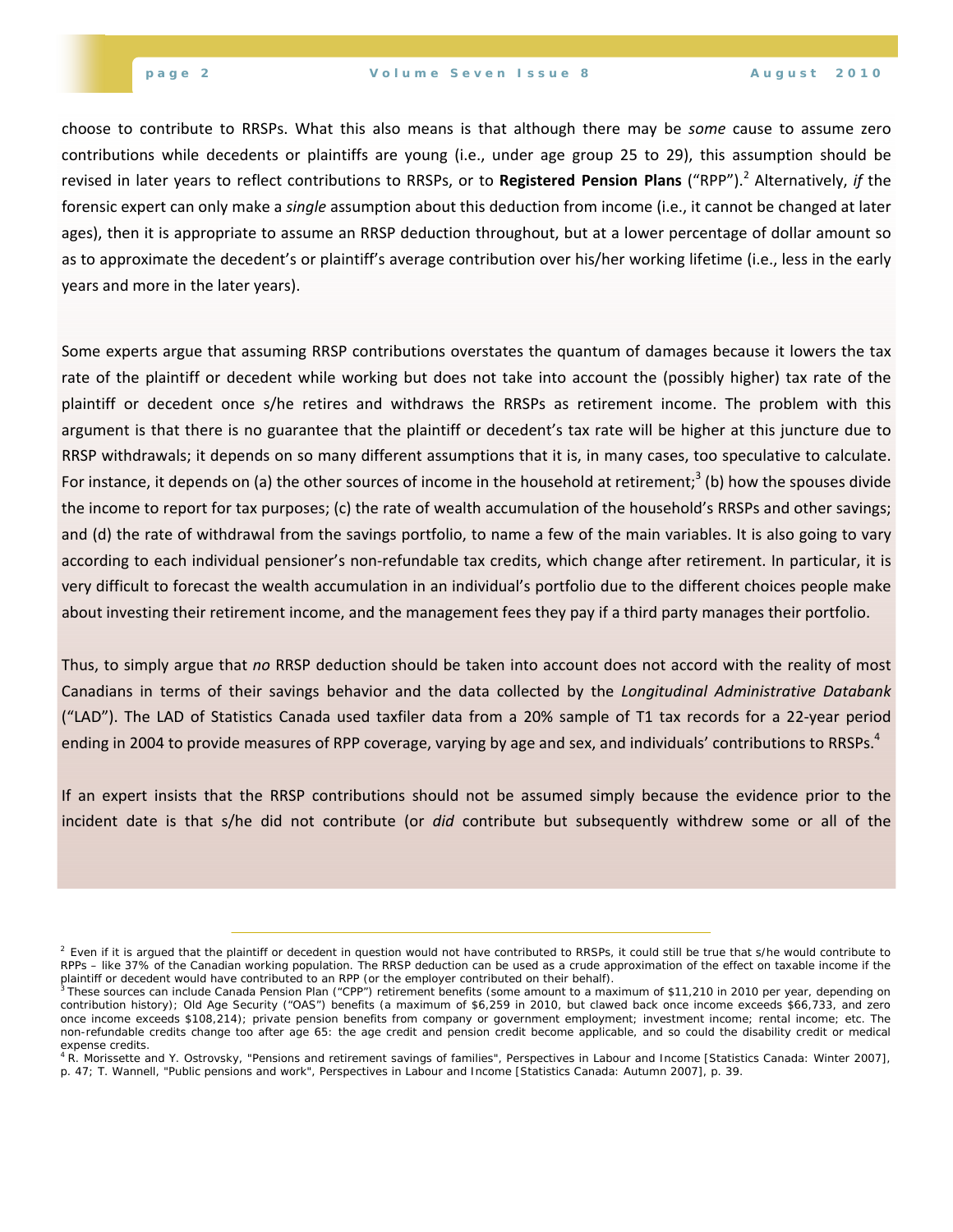choose to contribute to RRSPs. What this also means is that although there may be *some* cause to assume zero contributions while decedents or plaintiffs are young (i.e., under age group 25 to 29), this assumption should be revised in later years to reflect contributions to RRSPs, or to **Registered Pension Plans** ("RPP").[2] Alternatively, *if* the forensic expert can only make a *single* assumption about this deduction from income (i.e., it cannot be changed at later ages), then it is appropriate to assume an RRSP deduction throughout, but at a lower percentage of dollar amount so as to approximate the decedent's or plaintiff's average contribution over his/her working lifetime (i.e., less in the early years and more in the later years).

Some experts argue that assuming RRSP contributions overstates the quantum of damages because it lowers the tax rate of the plaintiff or decedent while working but does not take into account the (possibly higher) tax rate of the plaintiff or decedent once s/he retires and withdraws the RRSPs as retirement income. The problem with this argument is that there is no guarantee that the plaintiff or decedent's tax rate will be higher at this juncture due to RRSP withdrawals; it depends on so many different assumptions that it is, in many cases, too speculative to calculate. For instance, it depends on (a) the other sources of income in the household at retirement;[3] (b) how the spouses divide the income to report for tax purposes; (c) the rate of wealth accumulation of the household's RRSPs and other savings; and (d) the rate of withdrawal from the savings portfolio, to name a few of the main variables. It is also going to vary according to each individual pensioner's non-refundable tax credits, which change after retirement. In particular, it is very difficult to forecast the wealth accumulation in an individual's portfolio due to the different choices people make about investing their retirement income, and the management fees they pay if a third party manages their portfolio.

Thus, to simply argue that *no* RRSP deduction should be taken into account does not accord with the reality of most Canadians in terms of their savings behavior and the data collected by the *Longitudinal Administrative Databank* ("LAD"). The LAD of Statistics Canada used taxfiler data from a 20% sample of T1 tax records for a 22-year period ending in 2004 to provide measures of RPP coverage, varying by age and sex, and individuals' contributions to RRSPs.[4]

If an expert insists that the RRSP contributions should not be assumed simply because the evidence prior to the incident date is that s/he did not contribute (or *did* contribute but subsequently withdrew some or all of the

---

[2] Even if it is argued that the plaintiff or decedent in question would not have contributed to RRSPs, it could still be true that s/he would contribute to RPPs – like 37% of the Canadian working population. The RRSP deduction can be used as a crude approximation of the effect on taxable income if the plaintiff or decedent would have contributed to an RPP (or the employer contributed on their behalf).

[3] These sources can include Canada Pension Plan ("CPP") retirement benefits (some amount to a maximum of $11,210 in 2010 per year, depending on contribution history); Old Age Security ("OAS") benefits (a maximum of $6,259 in 2010, but clawed back once income exceeds $66,733, and zero once income exceeds $108,214); private pension benefits from company or government employment; investment income; rental income; etc. The non-refundable credits change too after age 65: the age credit and pension credit become applicable, and so could the disability credit or medical expense credits.

[4] R. Morissette and Y. Ostrovsky, "Pensions and retirement savings of families", Perspectives in Labour and Income [Statistics Canada: Winter 2007], p. 47; T. Wannell, "Public pensions and work", Perspectives in Labour and Income [Statistics Canada: Autumn 2007], p. 39.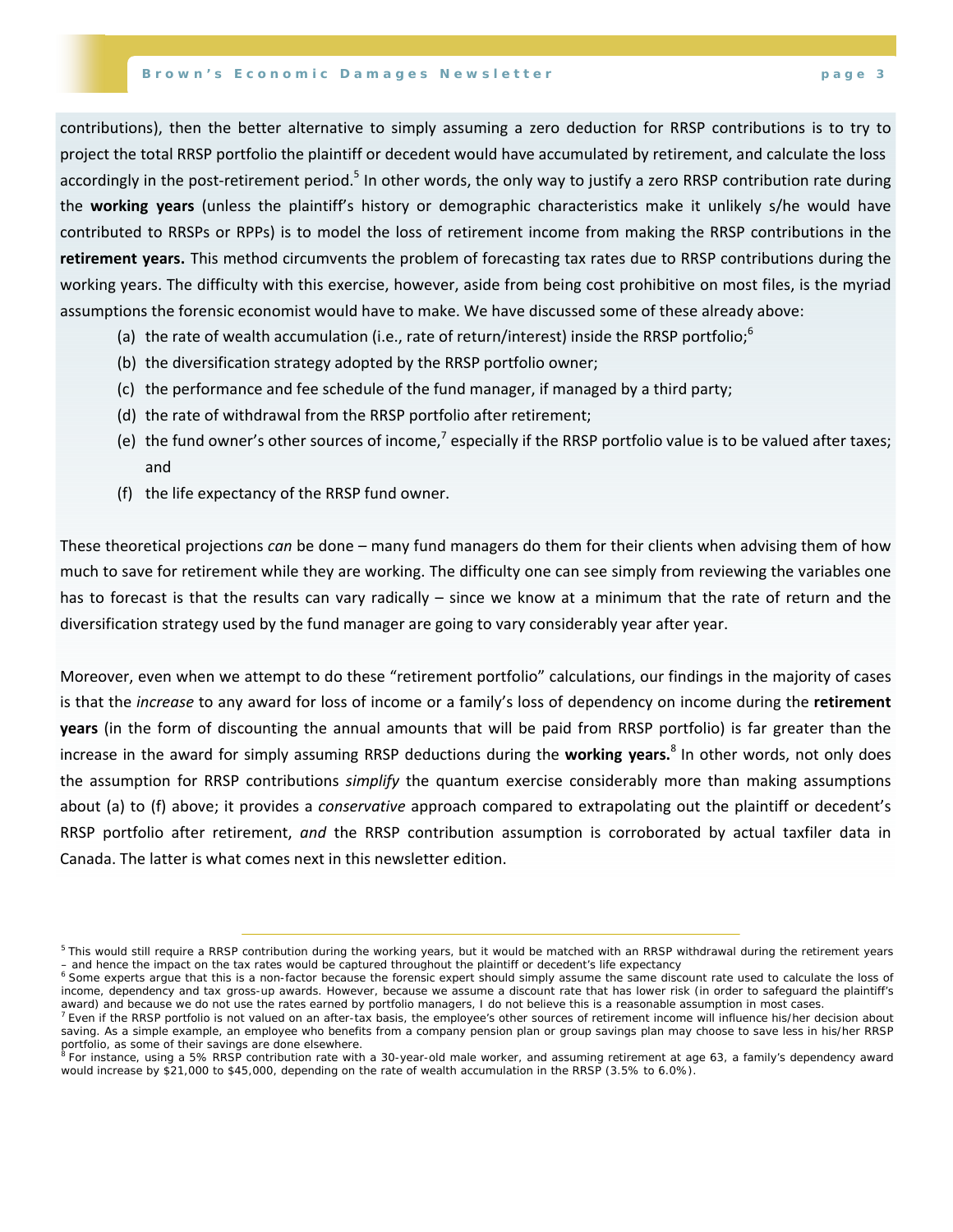contributions), then the better alternative to simply assuming a zero deduction for RRSP contributions is to try to project the total RRSP portfolio the plaintiff or decedent would have accumulated by retirement, and calculate the loss accordingly in the post-retirement period.[5] In other words, the only way to justify a zero RRSP contribution rate during the **working years** (unless the plaintiff's history or demographic characteristics make it unlikely s/he would have contributed to RRSPs or RPPs) is to model the loss of retirement income from making the RRSP contributions in the **retirement years.** This method circumvents the problem of forecasting tax rates due to RRSP contributions during the working years. The difficulty with this exercise, however, aside from being cost prohibitive on most files, is the myriad assumptions the forensic economist would have to make. We have discussed some of these already above:

(a) the rate of wealth accumulation (i.e., rate of return/interest) inside the RRSP portfolio;[6]
(b) the diversification strategy adopted by the RRSP portfolio owner;
(c) the performance and fee schedule of the fund manager, if managed by a third party;
(d) the rate of withdrawal from the RRSP portfolio after retirement;
(e) the fund owner's other sources of income,[7] especially if the RRSP portfolio value is to be valued after taxes; and
(f) the life expectancy of the RRSP fund owner.

These theoretical projections *can* be done – many fund managers do them for their clients when advising them of how much to save for retirement while they are working. The difficulty one can see simply from reviewing the variables one has to forecast is that the results can vary radically – since we know at a minimum that the rate of return and the diversification strategy used by the fund manager are going to vary considerably year after year.

Moreover, even when we attempt to do these "retirement portfolio" calculations, our findings in the majority of cases is that the *increase* to any award for loss of income or a family's loss of dependency on income during the **retirement years** (in the form of discounting the annual amounts that will be paid from RRSP portfolio) is far greater than the increase in the award for simply assuming RRSP deductions during the **working years.**[8] In other words, not only does the assumption for RRSP contributions *simplify* the quantum exercise considerably more than making assumptions about (a) to (f) above; it provides a *conservative* approach compared to extrapolating out the plaintiff or decedent's RRSP portfolio after retirement, *and* the RRSP contribution assumption is corroborated by actual taxfiler data in Canada. The latter is what comes next in this newsletter edition.

---

[5] This would still require a RRSP contribution during the working years, but it would be matched with an RRSP withdrawal during the retirement years – and hence the impact on the tax rates would be captured throughout the plaintiff or decedent's life expectancy

[6] Some experts argue that this is a non-factor because the forensic expert should simply assume the same discount rate used to calculate the loss of income, dependency and tax gross-up awards. However, because we assume a discount rate that has lower risk (in order to safeguard the plaintiff's award) and because we do not use the rates earned by portfolio managers, I do not believe this is a reasonable assumption in most cases.

[7] Even if the RRSP portfolio is not valued on an after-tax basis, the employee's other sources of retirement income will influence his/her decision about saving. As a simple example, an employee who benefits from a company pension plan or group savings plan may choose to save less in his/her RRSP portfolio, as some of their savings are done elsewhere.

[8] For instance, using a 5% RRSP contribution rate with a 30-year-old male worker, and assuming retirement at age 63, a family's dependency award would increase by $21,000 to $45,000, depending on the rate of wealth accumulation in the RRSP (3.5% to 6.0%).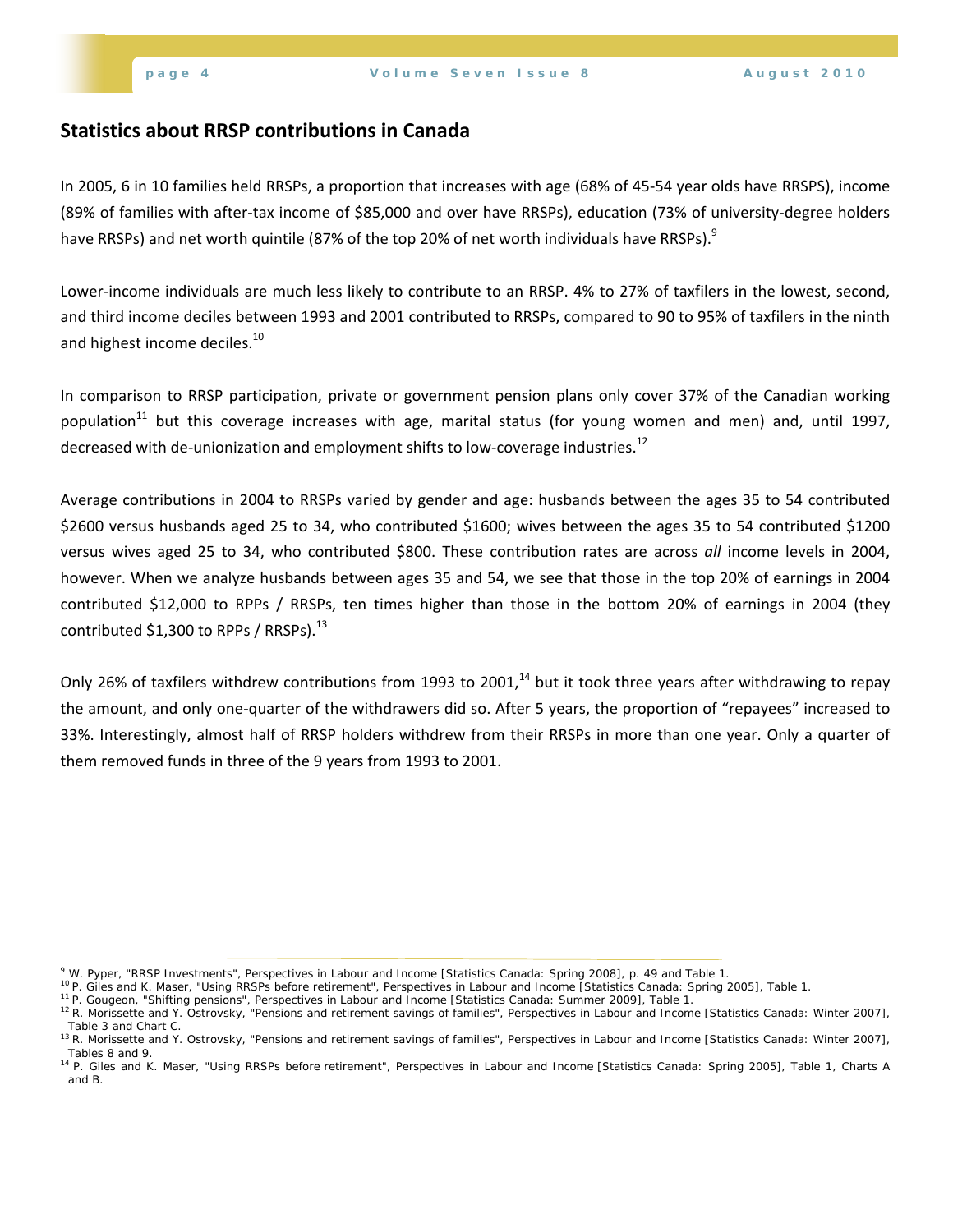## Statistics about RRSP contributions in Canada

In 2005, 6 in 10 families held RRSPs, a proportion that increases with age (68% of 45-54 year olds have RRSPS), income (89% of families with after-tax income of $85,000 and over have RRSPs), education (73% of university-degree holders have RRSPs) and net worth quintile (87% of the top 20% of net worth individuals have RRSPs).[9]

Lower-income individuals are much less likely to contribute to an RRSP. 4% to 27% of taxfilers in the lowest, second, and third income deciles between 1993 and 2001 contributed to RRSPs, compared to 90 to 95% of taxfilers in the ninth and highest income deciles.[10]

In comparison to RRSP participation, private or government pension plans only cover 37% of the Canadian working population[11] but this coverage increases with age, marital status (for young women and men) and, until 1997, decreased with de-unionization and employment shifts to low-coverage industries.[12]

Average contributions in 2004 to RRSPs varied by gender and age: husbands between the ages 35 to 54 contributed $2600 versus husbands aged 25 to 34, who contributed $1600; wives between the ages 35 to 54 contributed $1200 versus wives aged 25 to 34, who contributed $800. These contribution rates are across *all* income levels in 2004, however. When we analyze husbands between ages 35 and 54, we see that those in the top 20% of earnings in 2004 contributed $12,000 to RPPs / RRSPs, ten times higher than those in the bottom 20% of earnings in 2004 (they contributed $1,300 to RPPs / RRSPs).[13]

Only 26% of taxfilers withdrew contributions from 1993 to 2001,[14] but it took three years after withdrawing to repay the amount, and only one-quarter of the withdrawers did so. After 5 years, the proportion of "repayees" increased to 33%. Interestingly, almost half of RRSP holders withdrew from their RRSPs in more than one year. Only a quarter of them removed funds in three of the 9 years from 1993 to 2001.

---

[9] W. Pyper, "RRSP Investments", Perspectives in Labour and Income [Statistics Canada: Spring 2008], p. 49 and Table 1.

[10] P. Giles and K. Maser, "Using RRSPs before retirement", Perspectives in Labour and Income [Statistics Canada: Spring 2005], Table 1.

[11] P. Gougeon, "Shifting pensions", Perspectives in Labour and Income [Statistics Canada: Summer 2009], Table 1.

[12] R. Morissette and Y. Ostrovsky, "Pensions and retirement savings of families", Perspectives in Labour and Income [Statistics Canada: Winter 2007], Table 3 and Chart C.

[13] R. Morissette and Y. Ostrovsky, "Pensions and retirement savings of families", Perspectives in Labour and Income [Statistics Canada: Winter 2007], Tables 8 and 9.

[14] P. Giles and K. Maser, "Using RRSPs before retirement", Perspectives in Labour and Income [Statistics Canada: Spring 2005], Table 1, Charts A and B.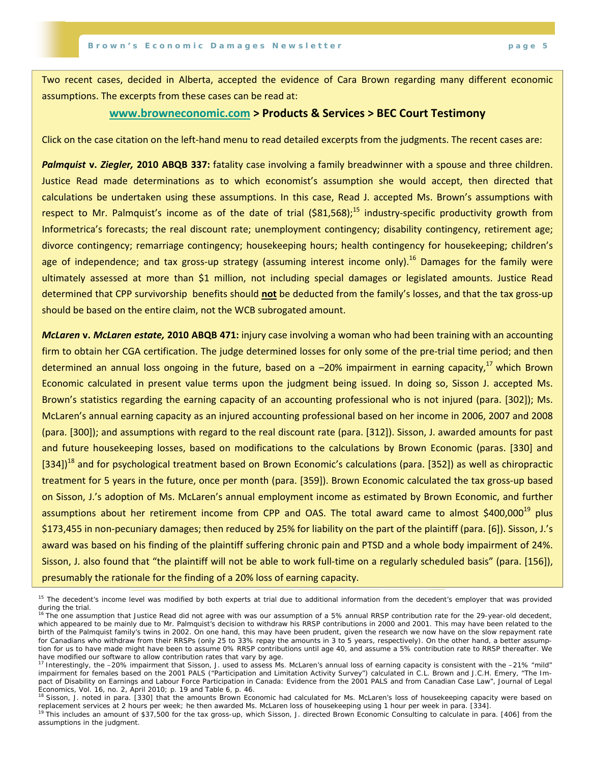Two recent cases, decided in Alberta, accepted the evidence of Cara Brown regarding many different economic assumptions. The excerpts from these cases can be read at:

**www.browneconomic.com > Products & Services > BEC Court Testimony**

Click on the case citation on the left-hand menu to read detailed excerpts from the judgments. The recent cases are:

***Palmquist* v. *Ziegler,* 2010 ABQB 337:** fatality case involving a family breadwinner with a spouse and three children. Justice Read made determinations as to which economist's assumption she would accept, then directed that calculations be undertaken using these assumptions. In this case, Read J. accepted Ms. Brown's assumptions with respect to Mr. Palmquist's income as of the date of trial ($81,568);[15] industry-specific productivity growth from Informetrica's forecasts; the real discount rate; unemployment contingency; disability contingency, retirement age; divorce contingency; remarriage contingency; housekeeping hours; health contingency for housekeeping; children's age of independence; and tax gross-up strategy (assuming interest income only).[16] Damages for the family were ultimately assessed at more than $1 million, not including special damages or legislated amounts. Justice Read determined that CPP survivorship benefits should **not** be deducted from the family's losses, and that the tax gross-up should be based on the entire claim, not the WCB subrogated amount.

***McLaren* v. *McLaren estate,* 2010 ABQB 471:** injury case involving a woman who had been training with an accounting firm to obtain her CGA certification. The judge determined losses for only some of the pre-trial time period; and then determined an annual loss ongoing in the future, based on a –20% impairment in earning capacity,[17] which Brown Economic calculated in present value terms upon the judgment being issued. In doing so, Sisson J. accepted Ms. Brown's statistics regarding the earning capacity of an accounting professional who is not injured (para. [302]); Ms. McLaren's annual earning capacity as an injured accounting professional based on her income in 2006, 2007 and 2008 (para. [300]); and assumptions with regard to the real discount rate (para. [312]). Sisson, J. awarded amounts for past and future housekeeping losses, based on modifications to the calculations by Brown Economic (paras. [330] and [334])[18] and for psychological treatment based on Brown Economic's calculations (para. [352]) as well as chiropractic treatment for 5 years in the future, once per month (para. [359]). Brown Economic calculated the tax gross-up based on Sisson, J.'s adoption of Ms. McLaren's annual employment income as estimated by Brown Economic, and further assumptions about her retirement income from CPP and OAS. The total award came to almost $400,000[19] plus $173,455 in non-pecuniary damages; then reduced by 25% for liability on the part of the plaintiff (para. [6]). Sisson, J.'s award was based on his finding of the plaintiff suffering chronic pain and PTSD and a whole body impairment of 24%. Sisson, J. also found that "the plaintiff will not be able to work full-time on a regularly scheduled basis" (para. [156]), presumably the rationale for the finding of a 20% loss of earning capacity.

---

[15] The decedent's income level was modified by both experts at trial due to additional information from the decedent's employer that was provided during the trial.

[16] The one assumption that Justice Read did not agree with was our assumption of a 5% annual RRSP contribution rate for the 29-year-old decedent, which appeared to be mainly due to Mr. Palmquist's decision to withdraw his RRSP contributions in 2000 and 2001. This may have been related to the birth of the Palmquist family's twins in 2002. On one hand, this may have been prudent, given the research we now have on the slow repayment rate for Canadians who withdraw from their RRSPs (only 25 to 33% repay the amounts in 3 to 5 years, respectively). On the other hand, a better assumption for us to have made might have been to assume 0% RRSP contributions until age 40, and assume a 5% contribution rate to RRSP thereafter. We have modified our software to allow contribution rates that vary by age.

[17] Interestingly, the –20% impairment that Sisson, J. used to assess Ms. McLaren's annual loss of earning capacity is consistent with the –21% "mild" impairment for females based on the 2001 PALS ("Participation and Limitation Activity Survey") calculated in C.L. Brown and J.C.H. Emery, "The Impact of Disability on Earnings and Labour Force Participation in Canada: Evidence from the 2001 PALS and from Canadian Case Law", Journal of Legal Economics, Vol. 16, no. 2, April 2010; p. 19 and Table 6, p. 46.

[18] Sisson, J. noted in para. [330] that the amounts Brown Economic had calculated for Ms. McLaren's loss of housekeeping capacity were based on replacement services at 2 hours per week; he then awarded Ms. McLaren loss of housekeeping using 1 hour per week in para. [334].

[19] This includes an amount of $37,500 for the tax gross-up, which Sisson, J. directed Brown Economic Consulting to calculate in para. [406] from the assumptions in the judgment.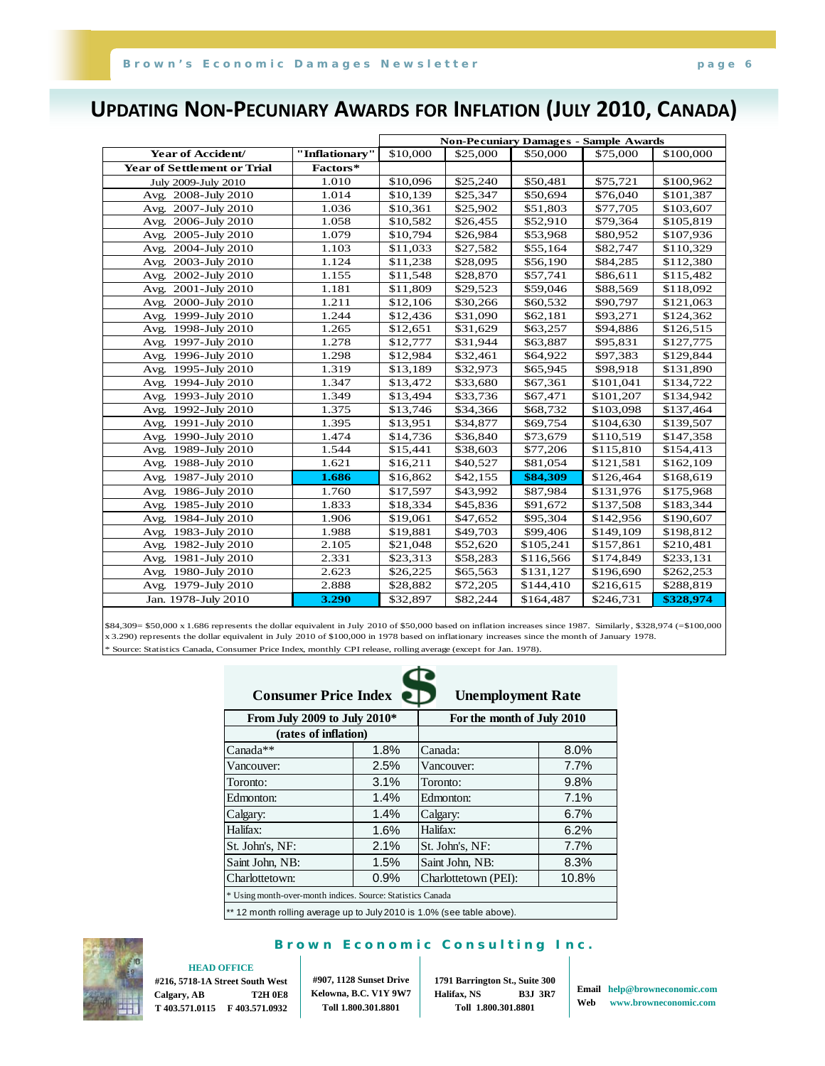# UPDATING NON-PECUNIARY AWARDS FOR INFLATION (JULY 2010, CANADA)

| Year of Accident/ Year of Settlement or Trial | "Inflationary" Factors* | Non-Pecuniary Damages - Sample Awards | | | | |
|---|---|---|---|---|---|---|
| | | $10,000 | $25,000 | $50,000 | $75,000 | $100,000 |
| July 2009-July 2010 | 1.010 | $10,096 | $25,240 | $50,481 | $75,721 | $100,962 |
| Avg. 2008-July 2010 | 1.014 | $10,139 | $25,347 | $50,694 | $76,040 | $101,387 |
| Avg. 2007-July 2010 | 1.036 | $10,361 | $25,902 | $51,803 | $77,705 | $103,607 |
| Avg. 2006-July 2010 | 1.058 | $10,582 | $26,455 | $52,910 | $79,364 | $105,819 |
| Avg. 2005-July 2010 | 1.079 | $10,794 | $26,984 | $53,968 | $80,952 | $107,936 |
| Avg. 2004-July 2010 | 1.103 | $11,033 | $27,582 | $55,164 | $82,747 | $110,329 |
| Avg. 2003-July 2010 | 1.124 | $11,238 | $28,095 | $56,190 | $84,285 | $112,380 |
| Avg. 2002-July 2010 | 1.155 | $11,548 | $28,870 | $57,741 | $86,611 | $115,482 |
| Avg. 2001-July 2010 | 1.181 | $11,809 | $29,523 | $59,046 | $88,569 | $118,092 |
| Avg. 2000-July 2010 | 1.211 | $12,106 | $30,266 | $60,532 | $90,797 | $121,063 |
| Avg. 1999-July 2010 | 1.244 | $12,436 | $31,090 | $62,181 | $93,271 | $124,362 |
| Avg. 1998-July 2010 | 1.265 | $12,651 | $31,629 | $63,257 | $94,886 | $126,515 |
| Avg. 1997-July 2010 | 1.278 | $12,777 | $31,944 | $63,887 | $95,831 | $127,775 |
| Avg. 1996-July 2010 | 1.298 | $12,984 | $32,461 | $64,922 | $97,383 | $129,844 |
| Avg. 1995-July 2010 | 1.319 | $13,189 | $32,973 | $65,945 | $98,918 | $131,890 |
| Avg. 1994-July 2010 | 1.347 | $13,472 | $33,680 | $67,361 | $101,041 | $134,722 |
| Avg. 1993-July 2010 | 1.349 | $13,494 | $33,736 | $67,471 | $101,207 | $134,942 |
| Avg. 1992-July 2010 | 1.375 | $13,746 | $34,366 | $68,732 | $103,098 | $137,464 |
| Avg. 1991-July 2010 | 1.395 | $13,951 | $34,877 | $69,754 | $104,630 | $139,507 |
| Avg. 1990-July 2010 | 1.474 | $14,736 | $36,840 | $73,679 | $110,519 | $147,358 |
| Avg. 1989-July 2010 | 1.544 | $15,441 | $38,603 | $77,206 | $115,810 | $154,413 |
| Avg. 1988-July 2010 | 1.621 | $16,211 | $40,527 | $81,054 | $121,581 | $162,109 |
| Avg. 1987-July 2010 | **1.686** | $16,862 | $42,155 | **$84,309** | $126,464 | $168,619 |
| Avg. 1986-July 2010 | 1.760 | $17,597 | $43,992 | $87,984 | $131,976 | $175,968 |
| Avg. 1985-July 2010 | 1.833 | $18,334 | $45,836 | $91,672 | $137,508 | $183,344 |
| Avg. 1984-July 2010 | 1.906 | $19,061 | $47,652 | $95,304 | $142,956 | $190,607 |
| Avg. 1983-July 2010 | 1.988 | $19,881 | $49,703 | $99,406 | $149,109 | $198,812 |
| Avg. 1982-July 2010 | 2.105 | $21,048 | $52,620 | $105,241 | $157,861 | $210,481 |
| Avg. 1981-July 2010 | 2.331 | $23,313 | $58,283 | $116,566 | $174,849 | $233,131 |
| Avg. 1980-July 2010 | 2.623 | $26,225 | $65,563 | $131,127 | $196,690 | $262,253 |
| Avg. 1979-July 2010 | 2.888 | $28,882 | $72,205 | $144,410 | $216,615 | $288,819 |
| Jan. 1978-July 2010 | **3.290** | $32,897 | $82,244 | $164,487 | $246,731 | **$328,974** |

$84,309= $50,000 x 1.686 represents the dollar equivalent in July 2010 of $50,000 based on inflation increases since 1987. Similarly, $328,974 (=$100,000 x 3.290) represents the dollar equivalent in July 2010 of $100,000 in 1978 based on inflationary increases since the month of January 1978.

* Source: Statistics Canada, Consumer Price Index, monthly CPI release, rolling average (except for Jan. 1978).

| Consumer Price Index: From July 2009 to July 2010* (rates of inflation) | | Unemployment Rate: For the month of July 2010 | |
|---|---|---|---|
| Canada** | 1.8% | Canada: | 8.0% |
| Vancouver: | 2.5% | Vancouver: | 7.7% |
| Toronto: | 3.1% | Toronto: | 9.8% |
| Edmonton: | 1.4% | Edmonton: | 7.1% |
| Calgary: | 1.4% | Calgary: | 6.7% |
| Halifax: | 1.6% | Halifax: | 6.2% |
| St. John's, NF: | 2.1% | St. John's, NF: | 7.7% |
| Saint John, NB: | 1.5% | Saint John, NB: | 8.3% |
| Charlottetown: | 0.9% | Charlottetown (PEI): | 10.8% |

* Using month-over-month indices. Source: Statistics Canada

** 12 month rolling average up to July 2010 is 1.0% (see table above).

**Brown Economic Consulting Inc.**

**HEAD OFFICE**
#216, 5718-1A Street South West
Calgary, AB T2H 0E8
T 403.571.0115 F 403.571.0932

#907, 1128 Sunset Drive
Kelowna, B.C. V1Y 9W7
Toll 1.800.301.8801

1791 Barrington St., Suite 300
Halifax, NS B3J 3R7
Toll 1.800.301.8801

Email help@browneconomic.com
Web www.browneconomic.com